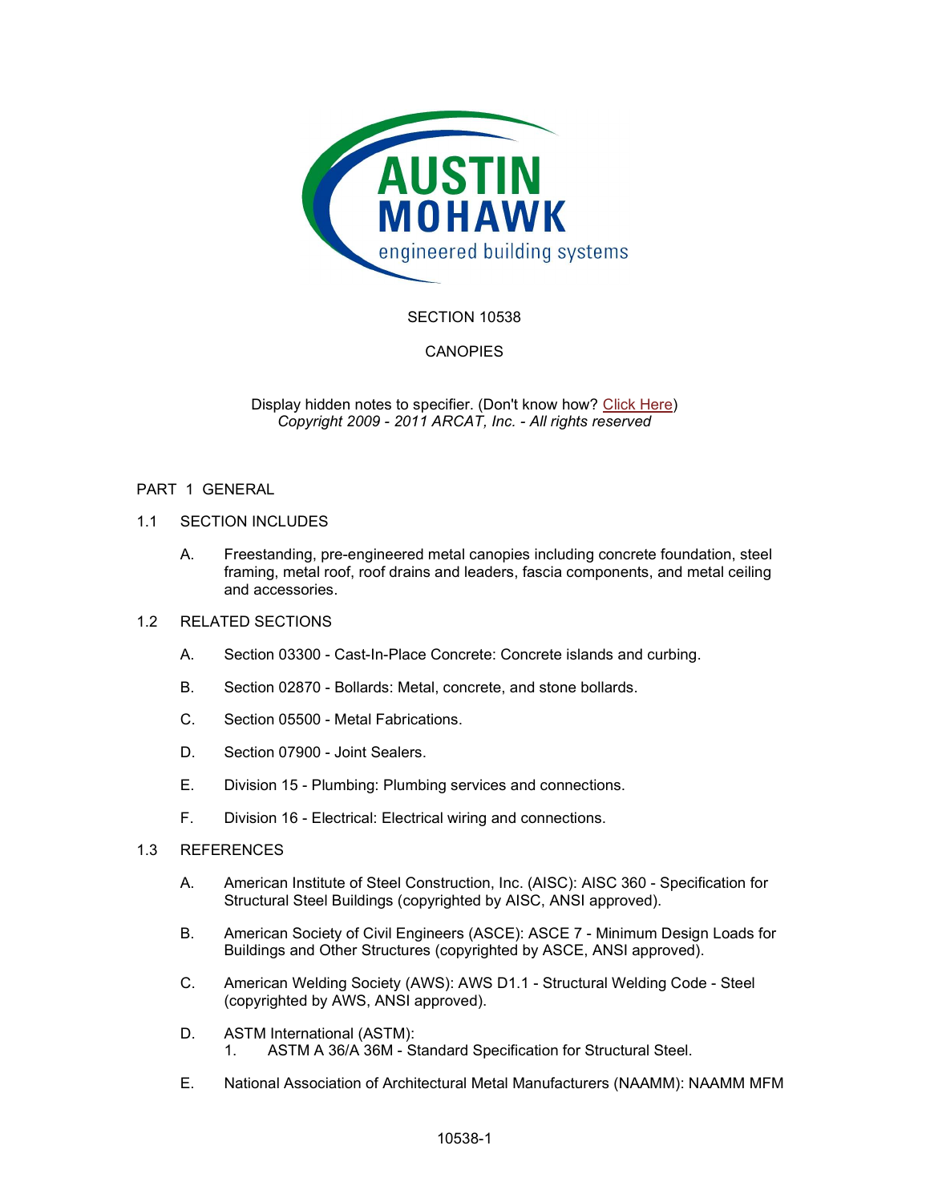SECTION 10538

CANOPIES

Display hidden notes to specifier. (Don't know how? Click Here)
*Copyright 2009 - 2011 ARCAT, Inc. - All rights reserved*

## PART 1 GENERAL

### 1.1 SECTION INCLUDES

A. Freestanding, pre-engineered metal canopies including concrete foundation, steel framing, metal roof, roof drains and leaders, fascia components, and metal ceiling and accessories.

### 1.2 RELATED SECTIONS

A. Section 03300 - Cast-In-Place Concrete: Concrete islands and curbing.

B. Section 02870 - Bollards: Metal, concrete, and stone bollards.

C. Section 05500 - Metal Fabrications.

D. Section 07900 - Joint Sealers.

E. Division 15 - Plumbing: Plumbing services and connections.

F. Division 16 - Electrical: Electrical wiring and connections.

### 1.3 REFERENCES

A. American Institute of Steel Construction, Inc. (AISC): AISC 360 - Specification for Structural Steel Buildings (copyrighted by AISC, ANSI approved).

B. American Society of Civil Engineers (ASCE): ASCE 7 - Minimum Design Loads for Buildings and Other Structures (copyrighted by ASCE, ANSI approved).

C. American Welding Society (AWS): AWS D1.1 - Structural Welding Code - Steel (copyrighted by AWS, ANSI approved).

D. ASTM International (ASTM):
   1. ASTM A 36/A 36M - Standard Specification for Structural Steel.

E. National Association of Architectural Metal Manufacturers (NAAMM): NAAMM MFM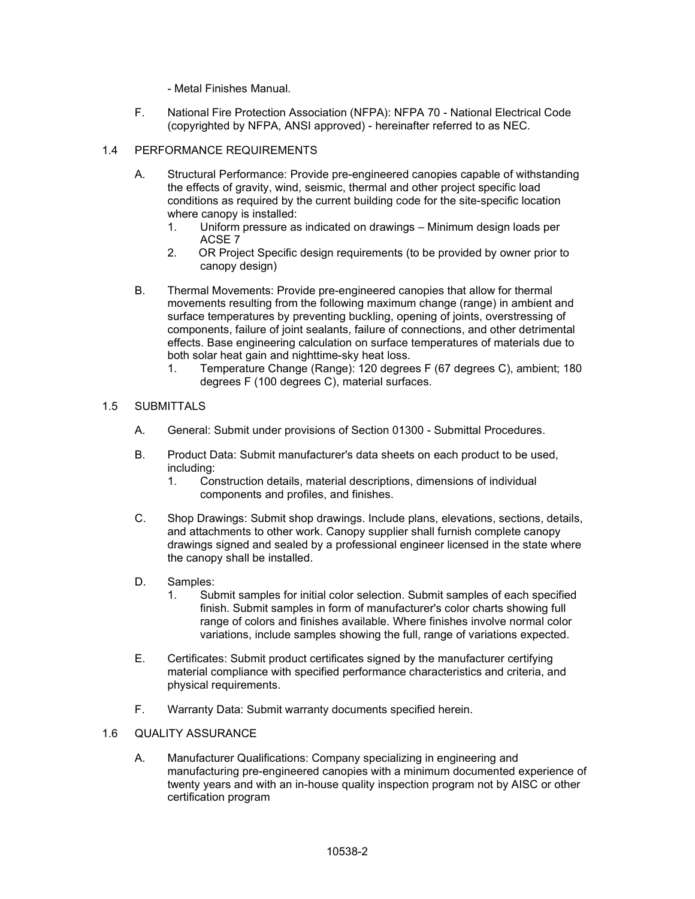- Metal Finishes Manual.

F. National Fire Protection Association (NFPA): NFPA 70 - National Electrical Code (copyrighted by NFPA, ANSI approved) - hereinafter referred to as NEC.

## 1.4 PERFORMANCE REQUIREMENTS

A. Structural Performance: Provide pre-engineered canopies capable of withstanding the effects of gravity, wind, seismic, thermal and other project specific load conditions as required by the current building code for the site-specific location where canopy is installed:

1. Uniform pressure as indicated on drawings – Minimum design loads per ACSE 7
2. OR Project Specific design requirements (to be provided by owner prior to canopy design)

B. Thermal Movements: Provide pre-engineered canopies that allow for thermal movements resulting from the following maximum change (range) in ambient and surface temperatures by preventing buckling, opening of joints, overstressing of components, failure of joint sealants, failure of connections, and other detrimental effects. Base engineering calculation on surface temperatures of materials due to both solar heat gain and nighttime-sky heat loss.

1. Temperature Change (Range): 120 degrees F (67 degrees C), ambient; 180 degrees F (100 degrees C), material surfaces.

## 1.5 SUBMITTALS

A. General: Submit under provisions of Section 01300 - Submittal Procedures.

B. Product Data: Submit manufacturer's data sheets on each product to be used, including:

1. Construction details, material descriptions, dimensions of individual components and profiles, and finishes.

C. Shop Drawings: Submit shop drawings. Include plans, elevations, sections, details, and attachments to other work. Canopy supplier shall furnish complete canopy drawings signed and sealed by a professional engineer licensed in the state where the canopy shall be installed.

D. Samples:

1. Submit samples for initial color selection. Submit samples of each specified finish. Submit samples in form of manufacturer's color charts showing full range of colors and finishes available. Where finishes involve normal color variations, include samples showing the full, range of variations expected.

E. Certificates: Submit product certificates signed by the manufacturer certifying material compliance with specified performance characteristics and criteria, and physical requirements.

F. Warranty Data: Submit warranty documents specified herein.

## 1.6 QUALITY ASSURANCE

A. Manufacturer Qualifications: Company specializing in engineering and manufacturing pre-engineered canopies with a minimum documented experience of twenty years and with an in-house quality inspection program not by AISC or other certification program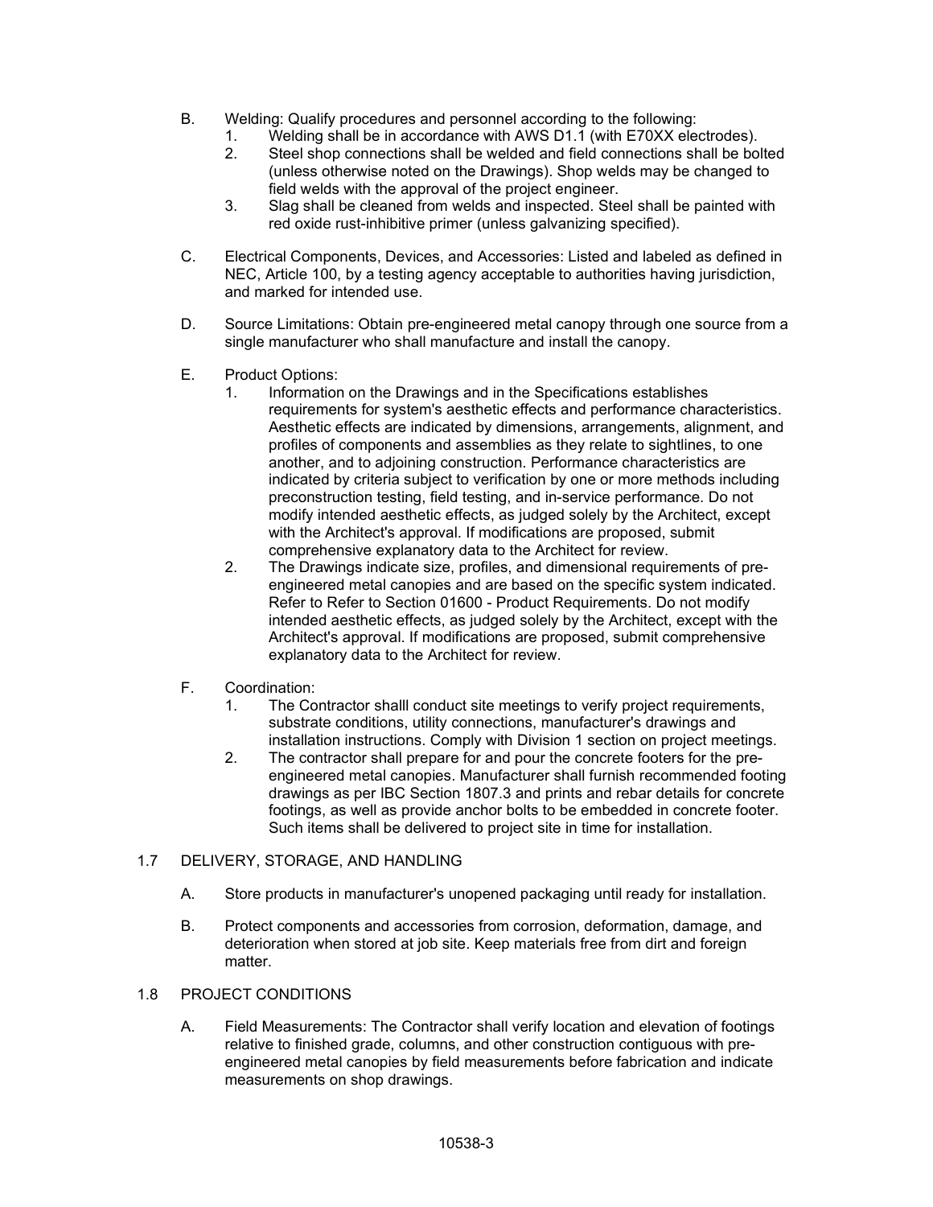B. Welding: Qualify procedures and personnel according to the following:
   1. Welding shall be in accordance with AWS D1.1 (with E70XX electrodes).
   2. Steel shop connections shall be welded and field connections shall be bolted (unless otherwise noted on the Drawings). Shop welds may be changed to field welds with the approval of the project engineer.
   3. Slag shall be cleaned from welds and inspected. Steel shall be painted with red oxide rust-inhibitive primer (unless galvanizing specified).

C. Electrical Components, Devices, and Accessories: Listed and labeled as defined in NEC, Article 100, by a testing agency acceptable to authorities having jurisdiction, and marked for intended use.

D. Source Limitations: Obtain pre-engineered metal canopy through one source from a single manufacturer who shall manufacture and install the canopy.

E. Product Options:
   1. Information on the Drawings and in the Specifications establishes requirements for system's aesthetic effects and performance characteristics. Aesthetic effects are indicated by dimensions, arrangements, alignment, and profiles of components and assemblies as they relate to sightlines, to one another, and to adjoining construction. Performance characteristics are indicated by criteria subject to verification by one or more methods including preconstruction testing, field testing, and in-service performance. Do not modify intended aesthetic effects, as judged solely by the Architect, except with the Architect's approval. If modifications are proposed, submit comprehensive explanatory data to the Architect for review.
   2. The Drawings indicate size, profiles, and dimensional requirements of pre-engineered metal canopies and are based on the specific system indicated. Refer to Refer to Section 01600 - Product Requirements. Do not modify intended aesthetic effects, as judged solely by the Architect, except with the Architect's approval. If modifications are proposed, submit comprehensive explanatory data to the Architect for review.

F. Coordination:
   1. The Contractor shalll conduct site meetings to verify project requirements, substrate conditions, utility connections, manufacturer's drawings and installation instructions. Comply with Division 1 section on project meetings.
   2. The contractor shall prepare for and pour the concrete footers for the pre-engineered metal canopies. Manufacturer shall furnish recommended footing drawings as per IBC Section 1807.3 and prints and rebar details for concrete footings, as well as provide anchor bolts to be embedded in concrete footer. Such items shall be delivered to project site in time for installation.

## 1.7 DELIVERY, STORAGE, AND HANDLING

A. Store products in manufacturer's unopened packaging until ready for installation.

B. Protect components and accessories from corrosion, deformation, damage, and deterioration when stored at job site. Keep materials free from dirt and foreign matter.

## 1.8 PROJECT CONDITIONS

A. Field Measurements: The Contractor shall verify location and elevation of footings relative to finished grade, columns, and other construction contiguous with pre-engineered metal canopies by field measurements before fabrication and indicate measurements on shop drawings.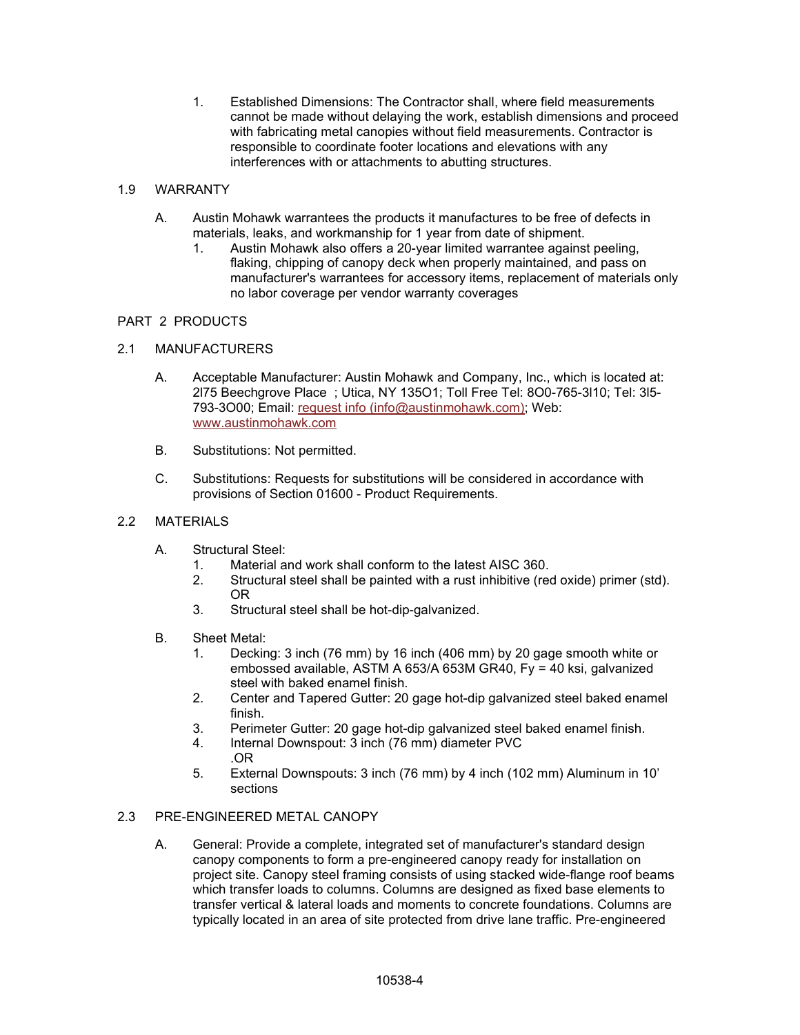1. Established Dimensions: The Contractor shall, where field measurements cannot be made without delaying the work, establish dimensions and proceed with fabricating metal canopies without field measurements. Contractor is responsible to coordinate footer locations and elevations with any interferences with or attachments to abutting structures.

## 1.9 WARRANTY

A. Austin Mohawk warrantees the products it manufactures to be free of defects in materials, leaks, and workmanship for 1 year from date of shipment.

1. Austin Mohawk also offers a 20-year limited warrantee against peeling, flaking, chipping of canopy deck when properly maintained, and pass on manufacturer's warrantees for accessory items, replacement of materials only no labor coverage per vendor warranty coverages

# PART 2 PRODUCTS

## 2.1 MANUFACTURERS

A. Acceptable Manufacturer: Austin Mohawk and Company, Inc., which is located at: 2l75 Beechgrove Place ; Utica, NY 135O1; Toll Free Tel: 8O0-765-3l10; Tel: 3l5-793-3O00; Email: request info (info@austinmohawk.com); Web: www.austinmohawk.com

B. Substitutions: Not permitted.

C. Substitutions: Requests for substitutions will be considered in accordance with provisions of Section 01600 - Product Requirements.

## 2.2 MATERIALS

A. Structural Steel:

1. Material and work shall conform to the latest AISC 360.
2. Structural steel shall be painted with a rust inhibitive (red oxide) primer (std). OR
3. Structural steel shall be hot-dip-galvanized.

B. Sheet Metal:

1. Decking: 3 inch (76 mm) by 16 inch (406 mm) by 20 gage smooth white or embossed available, ASTM A 653/A 653M GR40, Fy = 40 ksi, galvanized steel with baked enamel finish.
2. Center and Tapered Gutter: 20 gage hot-dip galvanized steel baked enamel finish.
3. Perimeter Gutter: 20 gage hot-dip galvanized steel baked enamel finish.
4. Internal Downspout: 3 inch (76 mm) diameter PVC .OR
5. External Downspouts: 3 inch (76 mm) by 4 inch (102 mm) Aluminum in 10' sections

## 2.3 PRE-ENGINEERED METAL CANOPY

A. General: Provide a complete, integrated set of manufacturer's standard design canopy components to form a pre-engineered canopy ready for installation on project site. Canopy steel framing consists of using stacked wide-flange roof beams which transfer loads to columns. Columns are designed as fixed base elements to transfer vertical & lateral loads and moments to concrete foundations. Columns are typically located in an area of site protected from drive lane traffic. Pre-engineered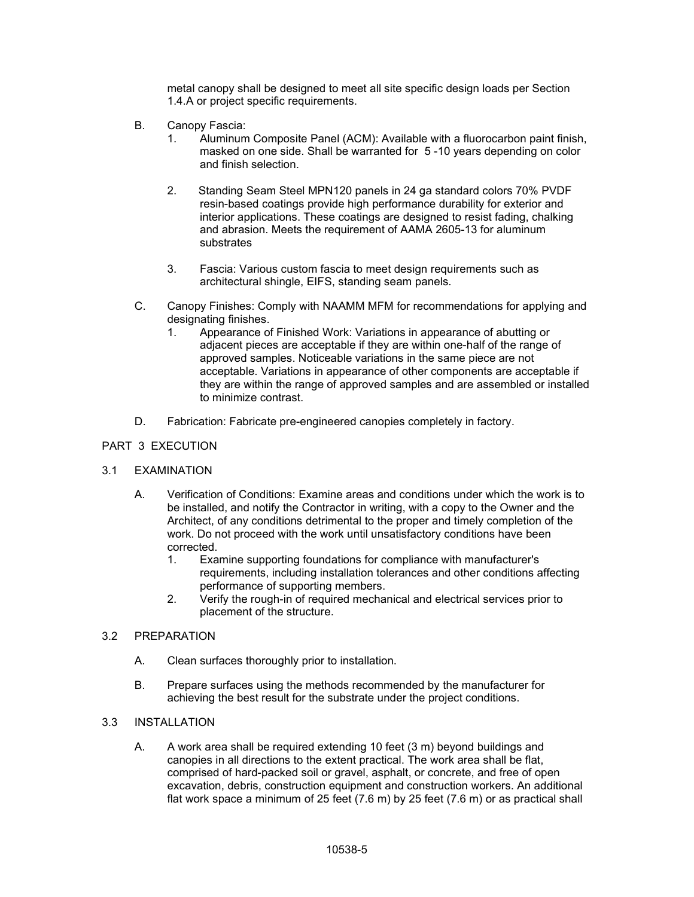metal canopy shall be designed to meet all site specific design loads per Section 1.4.A or project specific requirements.

B. Canopy Fascia:
   1. Aluminum Composite Panel (ACM): Available with a fluorocarbon paint finish, masked on one side. Shall be warranted for 5 -10 years depending on color and finish selection.

   2. Standing Seam Steel MPN120 panels in 24 ga standard colors 70% PVDF resin-based coatings provide high performance durability for exterior and interior applications. These coatings are designed to resist fading, chalking and abrasion. Meets the requirement of AAMA 2605-13 for aluminum substrates

   3. Fascia: Various custom fascia to meet design requirements such as architectural shingle, EIFS, standing seam panels.

C. Canopy Finishes: Comply with NAAMM MFM for recommendations for applying and designating finishes.
   1. Appearance of Finished Work: Variations in appearance of abutting or adjacent pieces are acceptable if they are within one-half of the range of approved samples. Noticeable variations in the same piece are not acceptable. Variations in appearance of other components are acceptable if they are within the range of approved samples and are assembled or installed to minimize contrast.

D. Fabrication: Fabricate pre-engineered canopies completely in factory.

## PART 3 EXECUTION

### 3.1 EXAMINATION

A. Verification of Conditions: Examine areas and conditions under which the work is to be installed, and notify the Contractor in writing, with a copy to the Owner and the Architect, of any conditions detrimental to the proper and timely completion of the work. Do not proceed with the work until unsatisfactory conditions have been corrected.
   1. Examine supporting foundations for compliance with manufacturer's requirements, including installation tolerances and other conditions affecting performance of supporting members.
   2. Verify the rough-in of required mechanical and electrical services prior to placement of the structure.

### 3.2 PREPARATION

A. Clean surfaces thoroughly prior to installation.

B. Prepare surfaces using the methods recommended by the manufacturer for achieving the best result for the substrate under the project conditions.

### 3.3 INSTALLATION

A. A work area shall be required extending 10 feet (3 m) beyond buildings and canopies in all directions to the extent practical. The work area shall be flat, comprised of hard-packed soil or gravel, asphalt, or concrete, and free of open excavation, debris, construction equipment and construction workers. An additional flat work space a minimum of 25 feet (7.6 m) by 25 feet (7.6 m) or as practical shall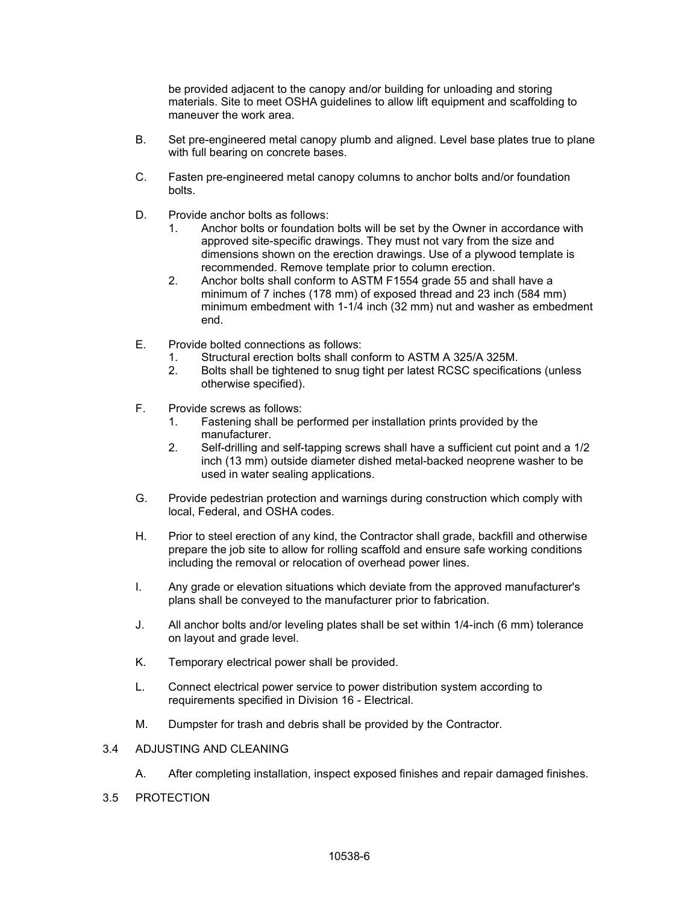be provided adjacent to the canopy and/or building for unloading and storing materials. Site to meet OSHA guidelines to allow lift equipment and scaffolding to maneuver the work area.

B. Set pre-engineered metal canopy plumb and aligned. Level base plates true to plane with full bearing on concrete bases.

C. Fasten pre-engineered metal canopy columns to anchor bolts and/or foundation bolts.

D. Provide anchor bolts as follows:
   1. Anchor bolts or foundation bolts will be set by the Owner in accordance with approved site-specific drawings. They must not vary from the size and dimensions shown on the erection drawings. Use of a plywood template is recommended. Remove template prior to column erection.
   2. Anchor bolts shall conform to ASTM F1554 grade 55 and shall have a minimum of 7 inches (178 mm) of exposed thread and 23 inch (584 mm) minimum embedment with 1-1/4 inch (32 mm) nut and washer as embedment end.

E. Provide bolted connections as follows:
   1. Structural erection bolts shall conform to ASTM A 325/A 325M.
   2. Bolts shall be tightened to snug tight per latest RCSC specifications (unless otherwise specified).

F. Provide screws as follows:
   1. Fastening shall be performed per installation prints provided by the manufacturer.
   2. Self-drilling and self-tapping screws shall have a sufficient cut point and a 1/2 inch (13 mm) outside diameter dished metal-backed neoprene washer to be used in water sealing applications.

G. Provide pedestrian protection and warnings during construction which comply with local, Federal, and OSHA codes.

H. Prior to steel erection of any kind, the Contractor shall grade, backfill and otherwise prepare the job site to allow for rolling scaffold and ensure safe working conditions including the removal or relocation of overhead power lines.

I. Any grade or elevation situations which deviate from the approved manufacturer's plans shall be conveyed to the manufacturer prior to fabrication.

J. All anchor bolts and/or leveling plates shall be set within 1/4-inch (6 mm) tolerance on layout and grade level.

K. Temporary electrical power shall be provided.

L. Connect electrical power service to power distribution system according to requirements specified in Division 16 - Electrical.

M. Dumpster for trash and debris shall be provided by the Contractor.

## 3.4 ADJUSTING AND CLEANING

A. After completing installation, inspect exposed finishes and repair damaged finishes.

## 3.5 PROTECTION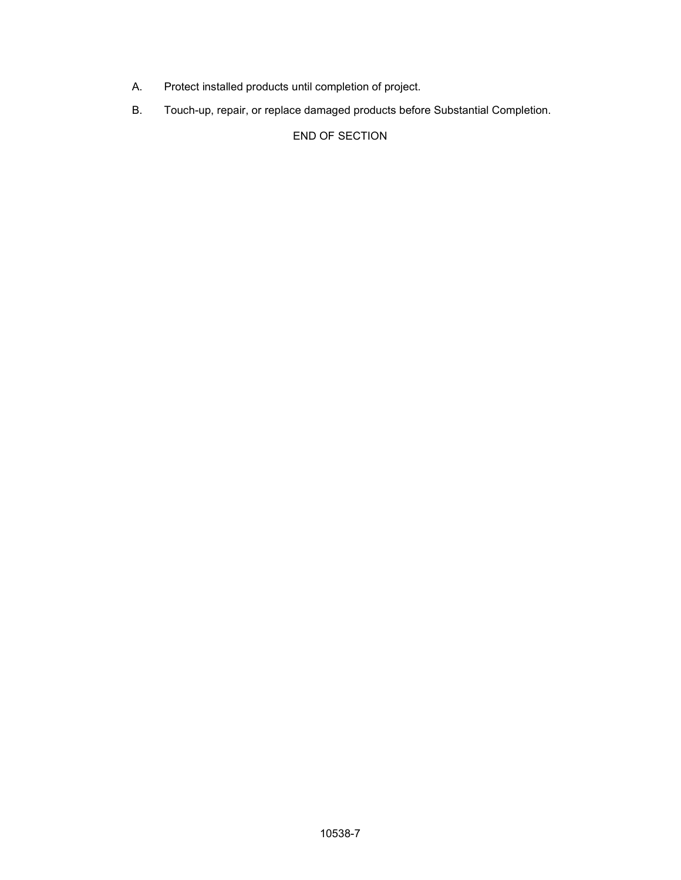A. Protect installed products until completion of project.

B. Touch-up, repair, or replace damaged products before Substantial Completion.

END OF SECTION